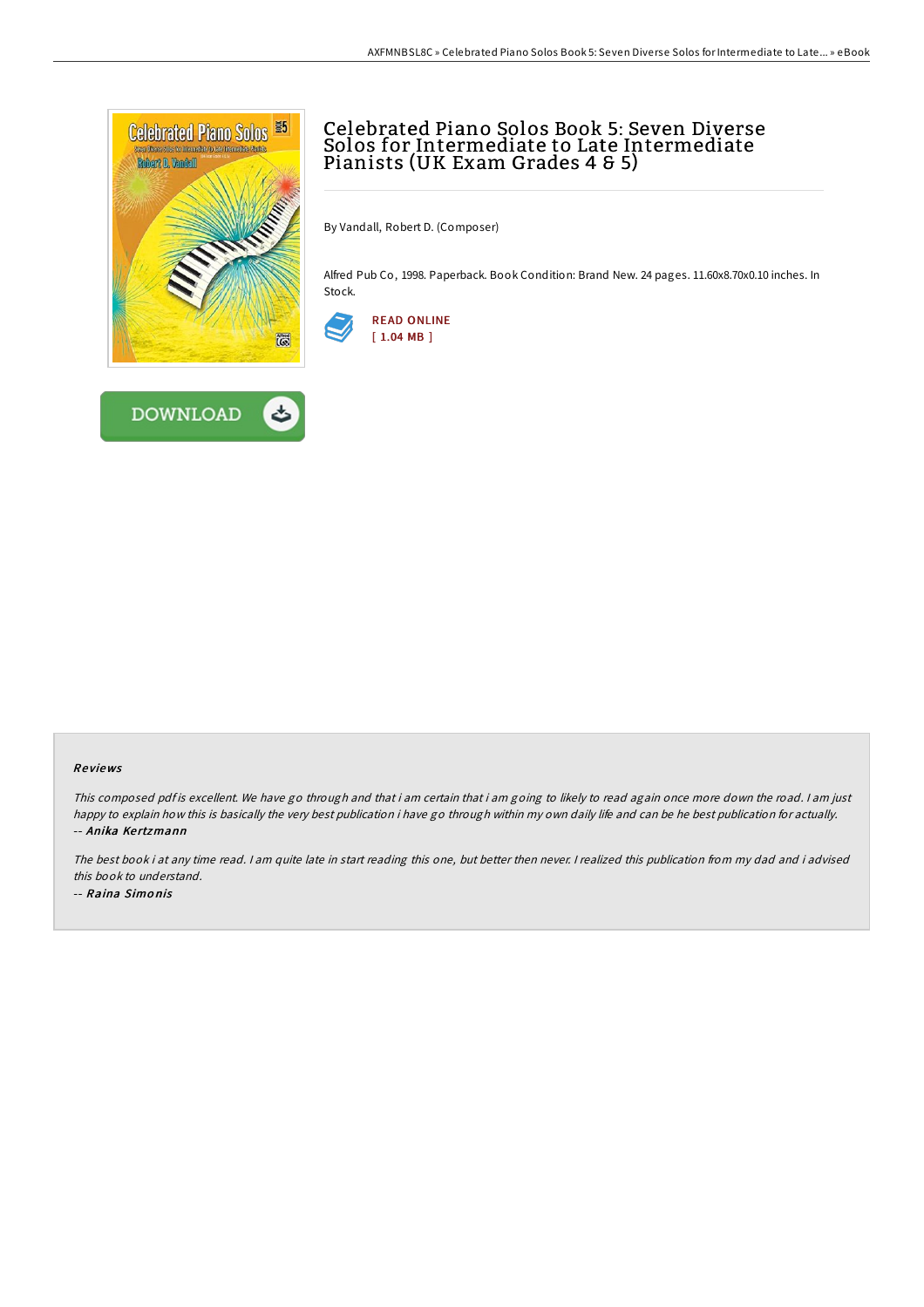# Celebrated Piano Solos Book 5: Seven Diverse Solos for Intermediate to Late Intermediate Pianists (UK Exam Grades 4 & 5)

By Vandall, Robert D. (Composer)

Alfred Pub Co, 1998. Paperback. Book Condition: Brand New. 24 pages. 11.60x8.70x0.10 inches. In Stock.

READ ONLINE
[ 1.04 MB ]

DOWNLOAD

### Reviews

*This composed pdf is excellent. We have go through and that i am certain that i am going to likely to read again once more down the road. I am just happy to explain how this is basically the very best publication i have go through within my own daily life and can be he best publication for actually.*
-- ***Anika Kertzmann***

*The best book i at any time read. I am quite late in start reading this one, but better then never. I realized this publication from my dad and i advised this book to understand.*
-- ***Raina Simonis***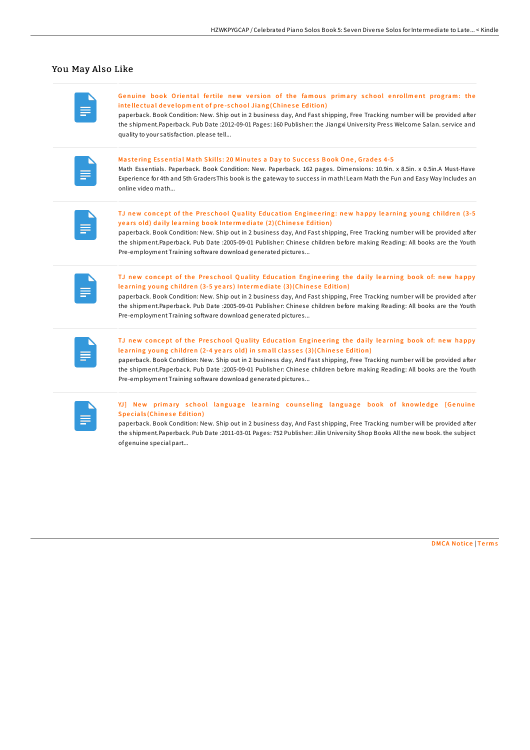## You May Also Like

**Genuine book Oriental fertile new version of the famous primary school enrollment program: the intellectual development of pre-school Jiang(Chinese Edition)**

paperback. Book Condition: New. Ship out in 2 business day, And Fast shipping, Free Tracking number will be provided after the shipment.Paperback. Pub Date :2012-09-01 Pages: 160 Publisher: the Jiangxi University Press Welcome Salan. service and quality to your satisfaction. please tell...

**Mastering Essential Math Skills: 20 Minutes a Day to Success Book One, Grades 4-5**

Math Essentials. Paperback. Book Condition: New. Paperback. 162 pages. Dimensions: 10.9in. x 8.5in. x 0.5in.A Must-Have Experience for 4th and 5th GradersThis book is the gateway to success in math! Learn Math the Fun and Easy Way Includes an online video math...

**TJ new concept of the Preschool Quality Education Engineering: new happy learning young children (3-5 years old) daily learning book Intermediate (2)(Chinese Edition)**

paperback. Book Condition: New. Ship out in 2 business day, And Fast shipping, Free Tracking number will be provided after the shipment.Paperback. Pub Date :2005-09-01 Publisher: Chinese children before making Reading: All books are the Youth Pre-employment Training software download generated pictures...

**TJ new concept of the Preschool Quality Education Engineering the daily learning book of: new happy learning young children (3-5 years) Intermediate (3)(Chinese Edition)**

paperback. Book Condition: New. Ship out in 2 business day, And Fast shipping, Free Tracking number will be provided after the shipment.Paperback. Pub Date :2005-09-01 Publisher: Chinese children before making Reading: All books are the Youth Pre-employment Training software download generated pictures...

**TJ new concept of the Preschool Quality Education Engineering the daily learning book of: new happy learning young children (2-4 years old) in small classes (3)(Chinese Edition)**

paperback. Book Condition: New. Ship out in 2 business day, And Fast shipping, Free Tracking number will be provided after the shipment.Paperback. Pub Date :2005-09-01 Publisher: Chinese children before making Reading: All books are the Youth Pre-employment Training software download generated pictures...

**YJ] New primary school language learning counseling language book of knowledge [Genuine Specials(Chinese Edition)**

paperback. Book Condition: New. Ship out in 2 business day, And Fast shipping, Free Tracking number will be provided after the shipment.Paperback. Pub Date :2011-03-01 Pages: 752 Publisher: Jilin University Shop Books All the new book. the subject of genuine special part...

DMCA Notice | Terms